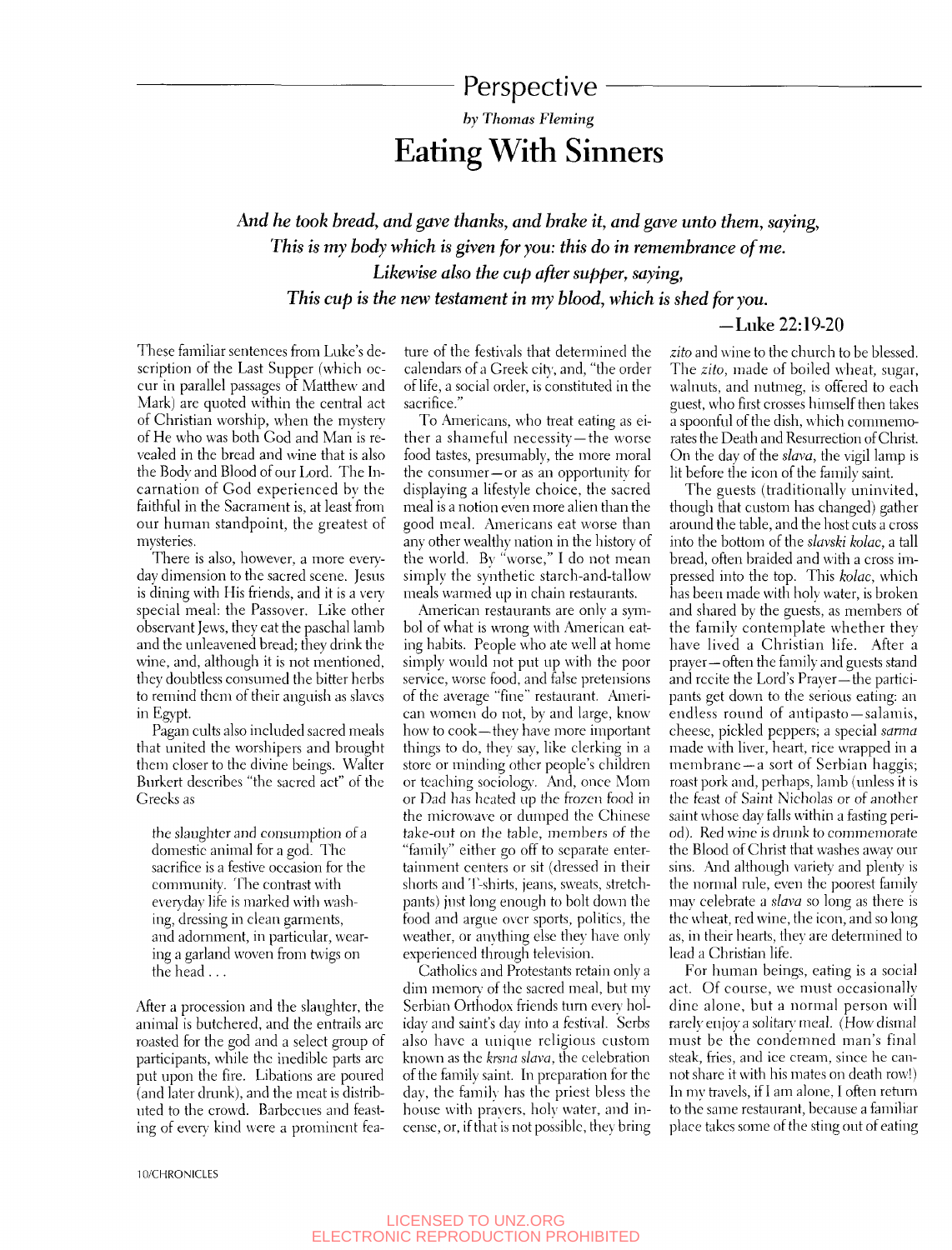## Perspective

*by Thomas Fleming*

# Eating With Sinners

***And he took bread, and gave thanks, and brake it, and gave unto them, saying, This is my body which is given for you: this do in remembrance of me. Likewise also the cup after supper, saying, This cup is the new testament in my blood, which is shed for you.***

**—Luke 22:19-20**

These familiar sentences from Luke's description of the Last Supper (which occur in parallel passages of Matthew and Mark) are quoted within the central act of Christian worship, when the mystery of He who was both God and Man is revealed in the bread and wine that is also the Body and Blood of our Lord. The Incarnation of God experienced by the faithful in the Sacrament is, at least from our human standpoint, the greatest of mysteries.

There is also, however, a more everyday dimension to the sacred scene. Jesus is dining with His friends, and it is a very special meal: the Passover. Like other observant Jews, they eat the paschal lamb and the unleavened bread; they drink the wine, and, although it is not mentioned, they doubtless consumed the bitter herbs to remind them of their anguish as slaves in Egypt.

Pagan cults also included sacred meals that united the worshipers and brought them closer to the divine beings. Walter Burkert describes "the sacred act" of the Greeks as

> the slaughter and consumption of a domestic animal for a god. The sacrifice is a festive occasion for the community. The contrast with everyday life is marked with washing, dressing in clean garments, and adornment, in particular, wearing a garland woven from twigs on the head . . .

After a procession and the slaughter, the animal is butchered, and the entrails are roasted for the god and a select group of participants, while the inedible parts are put upon the fire. Libations are poured (and later drunk), and the meat is distributed to the crowd. Barbecues and feasting of every kind were a prominent feature of the festivals that determined the calendars of a Greek city, and, "the order of life, a social order, is constituted in the sacrifice."

To Americans, who treat eating as either a shameful necessity—the worse food tastes, presumably, the more moral the consumer—or as an opportunity for displaying a lifestyle choice, the sacred meal is a notion even more alien than the good meal. Americans eat worse than any other wealthy nation in the history of the world. By "worse," I do not mean simply the synthetic starch-and-tallow meals warmed up in chain restaurants.

American restaurants are only a symbol of what is wrong with American eating habits. People who ate well at home simply would not put up with the poor service, worse food, and false pretensions of the average "fine" restaurant. American women do not, by and large, know how to cook—they have more important things to do, they say, like clerking in a store or minding other people's children or teaching sociology. And, once Mom or Dad has heated up the frozen food in the microwave or dumped the Chinese take-out on the table, members of the "family" either go off to separate entertainment centers or sit (dressed in their shorts and T-shirts, jeans, sweats, stretch-pants) just long enough to bolt down the food and argue over sports, politics, the weather, or anything else they have only experienced through television.

Catholics and Protestants retain only a dim memory of the sacred meal, but my Serbian Orthodox friends turn every holiday and saint's day into a festival. Serbs also have a unique religious custom known as the *krsna slava*, the celebration of the family saint. In preparation for the day, the family has the priest bless the house with prayers, holy water, and incense, or, if that is not possible, they bring *zito* and wine to the church to be blessed. The *zito*, made of boiled wheat, sugar, walnuts, and nutmeg, is offered to each guest, who first crosses himself then takes a spoonful of the dish, which commemorates the Death and Resurrection of Christ. On the day of the *slava*, the vigil lamp is lit before the icon of the family saint.

The guests (traditionally uninvited, though that custom has changed) gather around the table, and the host cuts a cross into the bottom of the *slavski kolac*, a tall bread, often braided and with a cross impressed into the top. This *kolac*, which has been made with holy water, is broken and shared by the guests, as members of the family contemplate whether they have lived a Christian life. After a prayer—often the family and guests stand and recite the Lord's Prayer—the participants get down to the serious eating: an endless round of antipasto—salamis, cheese, pickled peppers; a special *sarma* made with liver, heart, rice wrapped in a membrane—a sort of Serbian haggis; roast pork and, perhaps, lamb (unless it is the feast of Saint Nicholas or of another saint whose day falls within a fasting period). Red wine is drunk to commemorate the Blood of Christ that washes away our sins. And although variety and plenty is the normal rule, even the poorest family may celebrate a *slava* so long as there is the wheat, red wine, the icon, and so long as, in their hearts, they are determined to lead a Christian life.

For human beings, eating is a social act. Of course, we must occasionally dine alone, but a normal person will rarely enjoy a solitary meal. (How dismal must be the condemned man's final steak, fries, and ice cream, since he cannot share it with his mates on death row!) In my travels, if I am alone, I often return to the same restaurant, because a familiar place takes some of the sting out of eating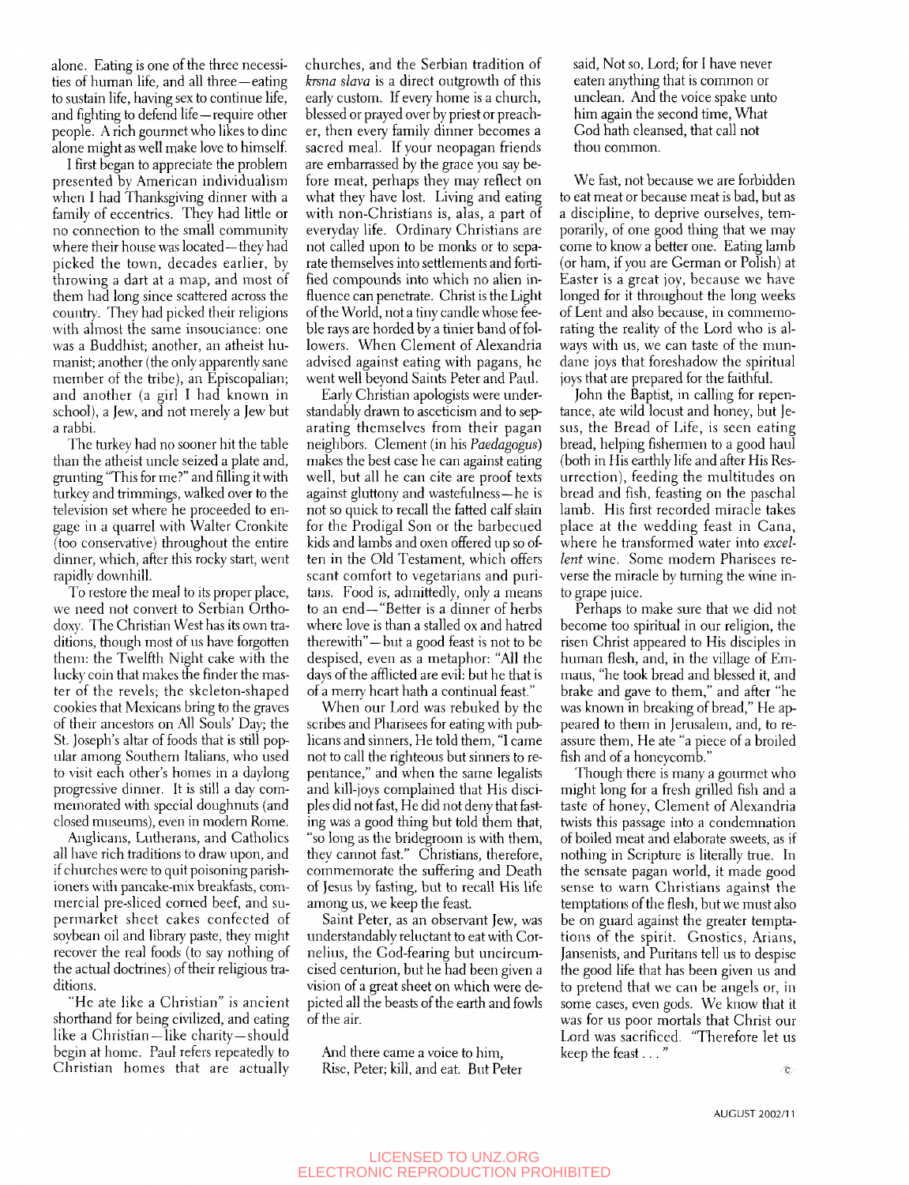alone. Eating is one of the three necessities of human life, and all three—eating to sustain life, having sex to continue life, and fighting to defend life—require other people. A rich gourmet who likes to dine alone might as well make love to himself.

I first began to appreciate the problem presented by American individualism when I had Thanksgiving dinner with a family of eccentrics. They had little or no connection to the small community where their house was located—they had picked the town, decades earlier, by throwing a dart at a map, and most of them had long since scattered across the country. They had picked their religions with almost the same insouciance: one was a Buddhist; another, an atheist humanist; another (the only apparently sane member of the tribe), an Episcopalian; and another (a girl I had known in school), a Jew, and not merely a Jew but a rabbi.

The turkey had no sooner hit the table than the atheist uncle seized a plate and, grunting "This for me?" and filling it with turkey and trimmings, walked over to the television set where he proceeded to engage in a quarrel with Walter Cronkite (too conservative) throughout the entire dinner, which, after this rocky start, went rapidly downhill.

To restore the meal to its proper place, we need not convert to Serbian Orthodoxy. The Christian West has its own traditions, though most of us have forgotten them: the Twelfth Night cake with the lucky coin that makes the finder the master of the revels; the skeleton-shaped cookies that Mexicans bring to the graves of their ancestors on All Souls' Day; the St. Joseph's altar of foods that is still popular among Southern Italians, who used to visit each other's homes in a daylong progressive dinner. It is still a day commemorated with special doughnuts (and closed museums), even in modern Rome.

Anglicans, Lutherans, and Catholics all have rich traditions to draw upon, and if churches were to quit poisoning parishioners with pancake-mix breakfasts, commercial pre-sliced corned beef, and supermarket sheet cakes confected of soybean oil and library paste, they might recover the real foods (to say nothing of the actual doctrines) of their religious traditions.

"He ate like a Christian" is ancient shorthand for being civilized, and eating like a Christian—like charity—should begin at home. Paul refers repeatedly to Christian homes that are actually churches, and the Serbian tradition of *krsna slava* is a direct outgrowth of this early custom. If every home is a church, blessed or prayed over by priest or preacher, then every family dinner becomes a sacred meal. If your neopagan friends are embarrassed by the grace you say before meat, perhaps they may reflect on what they have lost. Living and eating with non-Christians is, alas, a part of everyday life. Ordinary Christians are not called upon to be monks or to separate themselves into settlements and fortified compounds into which no alien influence can penetrate. Christ is the Light of the World, not a tiny candle whose feeble rays are horded by a tinier band of followers. When Clement of Alexandria advised against eating with pagans, he went well beyond Saints Peter and Paul.

Early Christian apologists were understandably drawn to asceticism and to separating themselves from their pagan neighbors. Clement (in his *Paedagogus*) makes the best case he can against eating well, but all he can cite are proof texts against gluttony and wastefulness—he is not so quick to recall the fatted calf slain for the Prodigal Son or the barbecued kids and lambs and oxen offered up so often in the Old Testament, which offers scant comfort to vegetarians and puritans. Food is, admittedly, only a means to an end—"Better is a dinner of herbs where love is than a stalled ox and hatred therewith"—but a good feast is not to be despised, even as a metaphor: "All the days of the afflicted are evil: but he that is of a merry heart hath a continual feast."

When our Lord was rebuked by the scribes and Pharisees for eating with publicans and sinners, He told them, "I came not to call the righteous but sinners to repentance," and when the same legalists and kill-joys complained that His disciples did not fast, He did not deny that fasting was a good thing but told them that, "so long as the bridegroom is with them, they cannot fast." Christians, therefore, commemorate the suffering and Death of Jesus by fasting, but to recall His life among us, we keep the feast.

Saint Peter, as an observant Jew, was understandably reluctant to eat with Cornelius, the God-fearing but uncircumcised centurion, but he had been given a vision of a great sheet on which were depicted all the beasts of the earth and fowls of the air.

> And there came a voice to him, Rise, Peter; kill, and eat. But Peter said, Not so, Lord; for I have never eaten anything that is common or unclean. And the voice spake unto him again the second time, What God hath cleansed, that call not thou common.

We fast, not because we are forbidden to eat meat or because meat is bad, but as a discipline, to deprive ourselves, temporarily, of one good thing that we may come to know a better one. Eating lamb (or ham, if you are German or Polish) at Easter is a great joy, because we have longed for it throughout the long weeks of Lent and also because, in commemorating the reality of the Lord who is always with us, we can taste of the mundane joys that foreshadow the spiritual joys that are prepared for the faithful.

John the Baptist, in calling for repentance, ate wild locust and honey, but Jesus, the Bread of Life, is seen eating bread, helping fishermen to a good haul (both in His earthly life and after His Resurrection), feeding the multitudes on bread and fish, feasting on the paschal lamb. His first recorded miracle takes place at the wedding feast in Cana, where he transformed water into *excellent* wine. Some modern Pharisees reverse the miracle by turning the wine into grape juice.

Perhaps to make sure that we did not become too spiritual in our religion, the risen Christ appeared to His disciples in human flesh, and, in the village of Emmaus, "he took bread and blessed it, and brake and gave to them," and after "he was known in breaking of bread," He appeared to them in Jerusalem, and, to reassure them, He ate "a piece of a broiled fish and of a honeycomb."

Though there is many a gourmet who might long for a fresh grilled fish and a taste of honey, Clement of Alexandria twists this passage into a condemnation of boiled meat and elaborate sweets, as if nothing in Scripture is literally true. In the sensate pagan world, it made good sense to warn Christians against the temptations of the flesh, but we must also be on guard against the greater temptations of the spirit. Gnostics, Arians, Jansenists, and Puritans tell us to despise the good life that has been given us and to pretend that we can be angels or, in some cases, even gods. We know that it was for us poor mortals that Christ our Lord was sacrificed. "Therefore let us keep the feast . . . "

©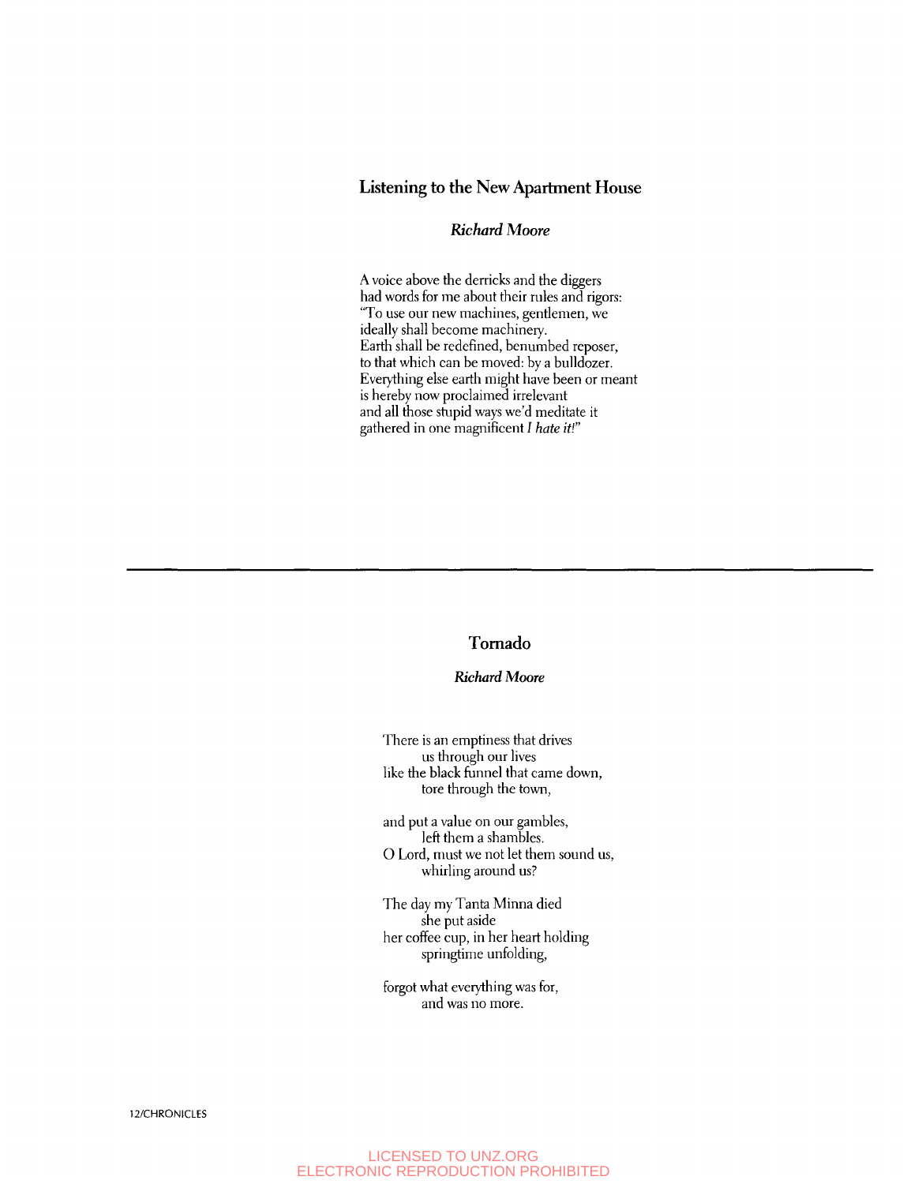## Listening to the New Apartment House

*Richard Moore*

A voice above the derricks and the diggers
had words for me about their rules and rigors:
"To use our new machines, gentlemen, we
ideally shall become machinery.
Earth shall be redefined, benumbed reposer,
to that which can be moved: by a bulldozer.
Everything else earth might have been or meant
is hereby now proclaimed irrelevant
and all those stupid ways we'd meditate it
gathered in one magnificent *I hate it!*"

---

## Tornado

*Richard Moore*

There is an emptiness that drives
  us through our lives
like the black funnel that came down,
  tore through the town,

and put a value on our gambles,
  left them a shambles.
O Lord, must we not let them sound us,
  whirling around us?

The day my Tanta Minna died
  she put aside
her coffee cup, in her heart holding
  springtime unfolding,

forgot what everything was for,
  and was no more.